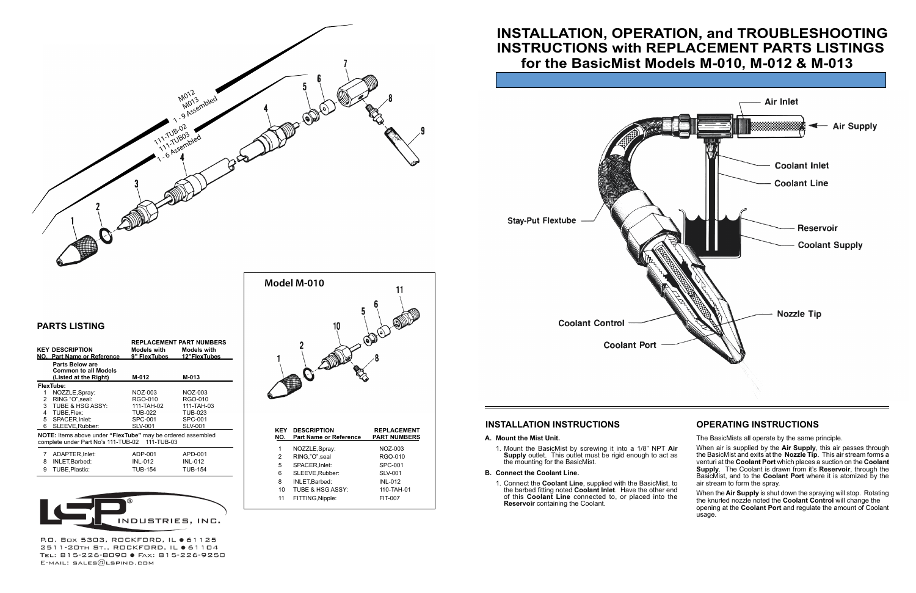# INSTALLATION, OPERATION, and TROUBLESHOOTING INSTRUCTIONS with REPLACEMENT PARTS LISTINGS for the BasicMist Models M-010, M-012 & M-013

## PARTS LISTING

| KEY NO. | DESCRIPTION Part Name or Reference | REPLACEMENT PART NUMBERS Models with 9" FlexTubes | Models with 12"FlexTubes |
|---|---|---|---|
| | **Parts Below are Common to all Models (Listed at the Right)** | **M-012** | **M-013** |
| | **FlexTube:** | | |
| 1 | NOZZLE,Spray: | NOZ-003 | NOZ-003 |
| 2 | RING "O",seal: | RGO-010 | RGO-010 |
| 3 | TUBE & HSG ASSY: | 111-TAH-02 | 111-TAH-03 |
| 4 | TUBE,Flex: | TUB-022 | TUB-023 |
| 5 | SPACER,Inlet: | SPC-001 | SPC-001 |
| 6 | SLEEVE,Rubber: | SLV-001 | SLV-001 |

**NOTE:** Items above under **"FlexTube"** may be ordered assembled complete under Part No's 111-TUB-02 111-TUB-03

| KEY NO. | DESCRIPTION | Models with 9" FlexTubes | Models with 12"FlexTubes |
|---|---|---|---|
| 7 | ADAPTER,Inlet: | ADP-001 | APD-001 |
| 8 | INLET,Barbed: | INL-012 | INL-012 |
| 9 | TUBE,Plastic: | TUB-154 | TUB-154 |

LSP INDUSTRIES, INC.

P.O. Box 5303, ROCKFORD, IL ● 61125
2511-20th St., ROCKFORD, IL ● 61104
Tel: 815-226-8090 ● Fax: 815-226-9250
E-mail: sales@lspind.com

### Model M-010

| KEY NO. | DESCRIPTION Part Name or Reference | REPLACEMENT PART NUMBERS |
|---|---|---|
| 1 | NOZZLE,Spray: | NOZ-003 |
| 2 | RING,"O",seal | RGO-010 |
| 5 | SPACER,Inlet: | SPC-001 |
| 6 | SLEEVE,Rubber: | SLV-001 |
| 8 | INLET,Barbed: | INL-012 |
| 10 | TUBE & HSG ASSY: | 110-TAH-01 |
| 11 | FITTING,Nipple: | FIT-007 |

## INSTALLATION INSTRUCTIONS

**A. Mount the Mist Unit.**

1. Mount the BasicMist by screwing it into a 1/8" NPT **Air Supply** outlet. This outlet must be rigid enough to act as the mounting for the BasicMist.

**B. Connect the Coolant Line.**

1. Connect the **Coolant Line**, supplied with the BasicMist, to the barbed fitting noted **Coolant Inlet**. Have the other end of this **Coolant Line** connected to, or placed into the **Reservoir** containing the Coolant.

## OPERATING INSTRUCTIONS

The BasicMists all operate by the same principle.

When air is supplied by the **Air Supply**, this air passes through the BasicMist and exits at the **Nozzle Tip**. This air stream forms a venturi at the **Coolant Port** which places a suction on the **Coolant Supply**. The Coolant is drawn from it's **Reservoir**, through the BasicMist, and to the **Coolant Port** where it is atomized by the air stream to form the spray.

When the **Air Supply** is shut down the spraying will stop. Rotating the knurled nozzle noted the **Coolant Control** will change the opening at the **Coolant Port** and regulate the amount of Coolant usage.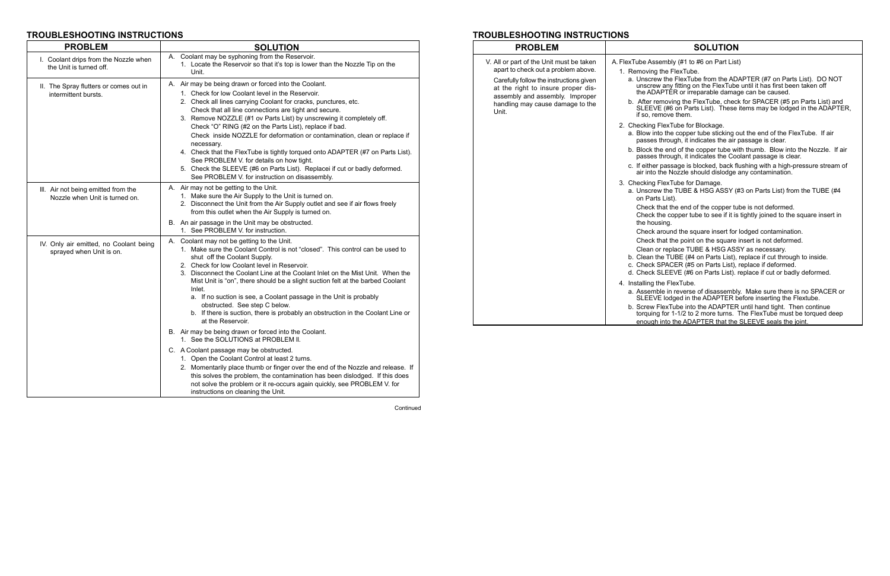## TROUBLESHOOTING INSTRUCTIONS

| PROBLEM | SOLUTION |
|---|---|
| I. Coolant drips from the Nozzle when the Unit is turned off. | A. Coolant may be syphoning from the Reservoir.<br>1. Locate the Reservoir so that it's top is lower than the Nozzle Tip on the Unit. |
| II. The Spray flutters or comes out in intermittent bursts. | A. Air may be being drawn or forced into the Coolant.<br>1. Check for low Coolant level in the Reservoir.<br>2. Check all lines carrying Coolant for cracks, punctures, etc. Check that all line connections are tight and secure.<br>3. Remove NOZZLE (#1 ov Parts List) by unscrewing it completely off. Check "O" RING (#2 on the Parts List), replace if bad. Check inside NOZZLE for deformation or contamination, clean or replace if necessary.<br>4. Check that the FlexTube is tightly torqued onto ADAPTER (#7 on Parts List). See PROBLEM V. for details on how tight.<br>5. Check the SLEEVE (#6 on Parts List). Replacei if cut or badly deformed. See PROBLEM V. for instruction on disassembly. |
| III. Air not being emitted from the Nozzle when Unit is turned on. | A. Air may not be getting to the Unit.<br>1. Make sure the Air Supply to the Unit is turned on.<br>2. Disconnect the Unit from the Air Supply outlet and see if air flows freely from this outlet when the Air Supply is turned on.<br>B. An air passage in the Unit may be obstructed.<br>1. See PROBLEM V. for instruction. |
| IV. Only air emitted, no Coolant being sprayed when Unit is on. | A. Coolant may not be getting to the Unit.<br>1. Make sure the Coolant Control is not "closed". This control can be used to shut off the Coolant Supply.<br>2. Check for low Coolant level in Reservoir.<br>3. Disconnect the Coolant Line at the Coolant Inlet on the Mist Unit. When the Mist Unit is "on", there should be a slight suction felt at the barbed Coolant Inlet.<br>a. If no suction is see, a Coolant passage in the Unit is probably obstructed. See step C below.<br>b. If there is suction, there is probably an obstruction in the Coolant Line or at the Reservoir.<br>B. Air may be being drawn or forced into the Coolant.<br>1. See the SOLUTIONS at PROBLEM II.<br>C. A Coolant passage may be obstructed.<br>1. Open the Coolant Control at least 2 turns.<br>2. Momentarily place thumb or finger over the end of the Nozzle and release. If this solves the problem, the contamination has been dislodged. If this does not solve the problem or it re-occurs again quickly, see PROBLEM V. for instructions on cleaning the Unit. |

Continued

## TROUBLESHOOTING INSTRUCTIONS

| PROBLEM | SOLUTION |
|---|---|
| V. All or part of the Unit must be taken apart to check out a problem above.<br><br>Carefully follow the instructions given at the right to insure proper disassembly and assembly. Improper handling may cause damage to the Unit. | A. FlexTube Assembly (#1 to #6 on Part List)<br>1. Removing the FlexTube.<br>a. Unscrew the FlexTube from the ADAPTER (#7 on Parts List). DO NOT unscrew any fitting on the FlexTube until it has first been taken off the ADAPTER or irreparable damage can be caused.<br>b. After removing the FlexTube, check for SPACER (#5 pn Parts List) and SLEEVE (#6 on Parts List). These items may be lodged in the ADAPTER, if so, remove them.<br>2. Checking FlexTube for Blockage.<br>a. Blow into the copper tube sticking out the end of the FlexTube. If air passes through, it indicates the air passage is clear.<br>b. Block the end of the copper tube with thumb. Blow into the Nozzle. If air passes through, it indicates the Coolant passage is clear.<br>c. If either passage is blocked, back flushing with a high-pressure stream of air into the Nozzle should dislodge any contamination.<br>3. Checking FlexTube for Damage.<br>a. Unscrew the TUBE & HSG ASSY (#3 on Parts List) from the TUBE (#4 on Parts List).<br>Check that the end of the copper tube is not deformed.<br>Check the copper tube to see if it is tightly joined to the square insert in the housing.<br>Check around the square insert for lodged contamination.<br>Check that the point on the square insert is not deformed.<br>Clean or replace TUBE & HSG ASSY as necessary.<br>b. Clean the TUBE (#4 on Parts List), replace if cut through to inside.<br>c. Check SPACER (#5 on Parts List), replace if deformed.<br>d. Check SLEEVE (#6 on Parts List). replace if cut or badly deformed.<br>4. Installing the FlexTube.<br>a. Assemble in reverse of disassembly. Make sure there is no SPACER or SLEEVE lodged in the ADAPTER before inserting the Flextube.<br>b. Screw FlexTube into the ADAPTER until hand tight. Then continue torquing for 1-1/2 to 2 more turns. The FlexTube must be torqued deep enough into the ADAPTER that the SLEEVE seals the joint. |